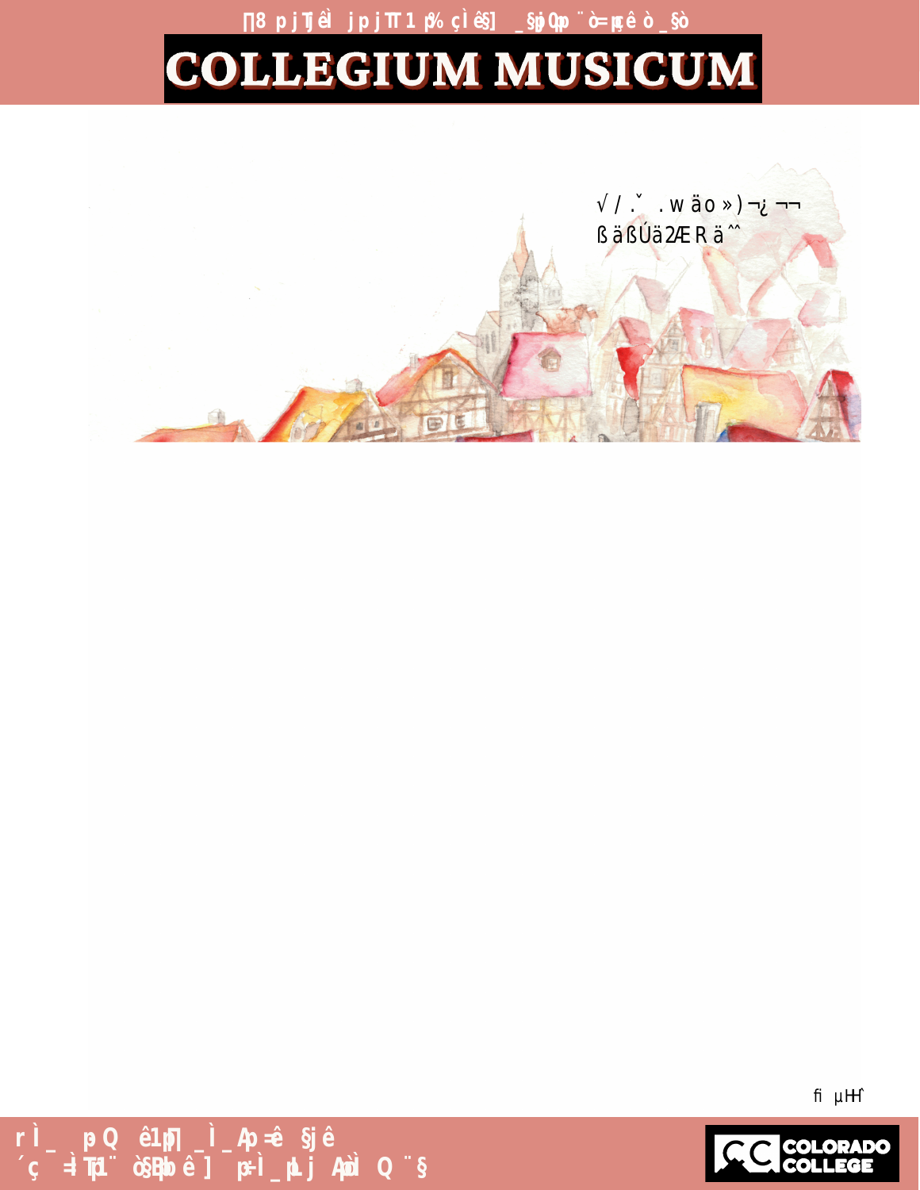# COLLEGIUM MUSICUM

COLORADO COLLEGE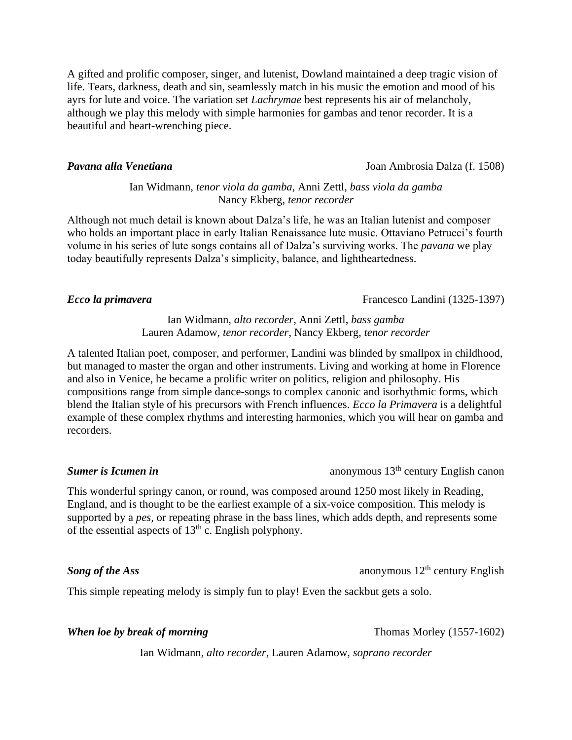A gifted and prolific composer, singer, and lutenist, Dowland maintained a deep tragic vision of life. Tears, darkness, death and sin, seamlessly match in his music the emotion and mood of his ayrs for lute and voice. The variation set *Lachrymae* best represents his air of melancholy, although we play this melody with simple harmonies for gambas and tenor recorder. It is a beautiful and heart-wrenching piece.

***Pavana alla Venetiana*** Joan Ambrosia Dalza (f. 1508)

Ian Widmann, *tenor viola da gamba*, Anni Zettl, *bass viola da gamba*
Nancy Ekberg, *tenor recorder*

Although not much detail is known about Dalza's life, he was an Italian lutenist and composer who holds an important place in early Italian Renaissance lute music. Ottaviano Petrucci's fourth volume in his series of lute songs contains all of Dalza's surviving works. The *pavana* we play today beautifully represents Dalza's simplicity, balance, and lightheartedness.

***Ecco la primavera*** Francesco Landini (1325-1397)

Ian Widmann, *alto recorder*, Anni Zettl, *bass gamba*
Lauren Adamow, *tenor recorder*, Nancy Ekberg, *tenor recorder*

A talented Italian poet, composer, and performer, Landini was blinded by smallpox in childhood, but managed to master the organ and other instruments. Living and working at home in Florence and also in Venice, he became a prolific writer on politics, religion and philosophy. His compositions range from simple dance-songs to complex canonic and isorhythmic forms, which blend the Italian style of his precursors with French influences. *Ecco la Primavera* is a delightful example of these complex rhythms and interesting harmonies, which you will hear on gamba and recorders.

***Sumer is Icumen in*** anonymous 13th century English canon

This wonderful springy canon, or round, was composed around 1250 most likely in Reading, England, and is thought to be the earliest example of a six-voice composition. This melody is supported by a *pes*, or repeating phrase in the bass lines, which adds depth, and represents some of the essential aspects of 13th c. English polyphony.

***Song of the Ass*** anonymous 12th century English

This simple repeating melody is simply fun to play! Even the sackbut gets a solo.

***When loe by break of morning*** Thomas Morley (1557-1602)

Ian Widmann, *alto recorder*, Lauren Adamow, *soprano recorder*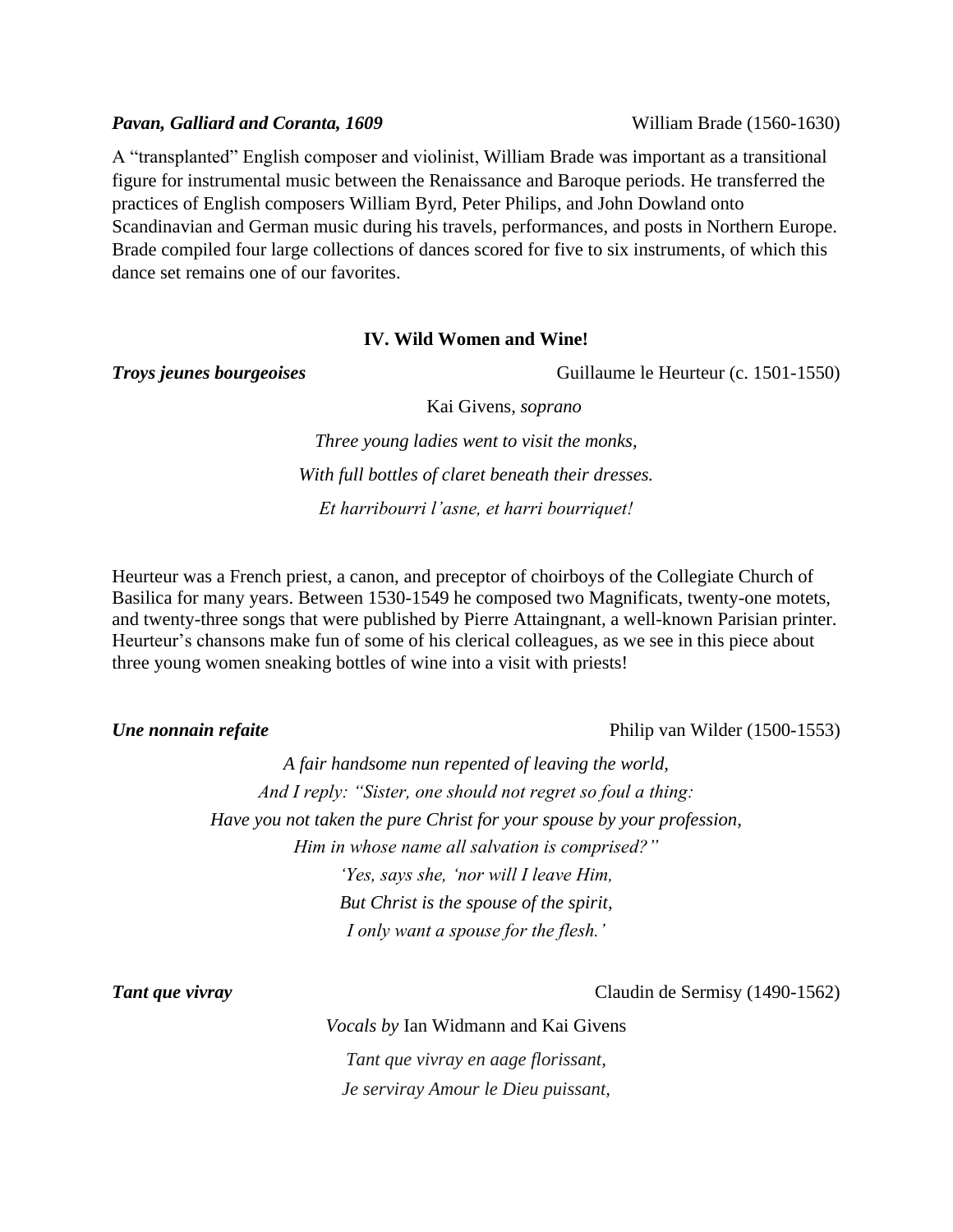***Pavan, Galliard and Coranta, 1609*** William Brade (1560-1630)

A "transplanted" English composer and violinist, William Brade was important as a transitional figure for instrumental music between the Renaissance and Baroque periods. He transferred the practices of English composers William Byrd, Peter Philips, and John Dowland onto Scandinavian and German music during his travels, performances, and posts in Northern Europe. Brade compiled four large collections of dances scored for five to six instruments, of which this dance set remains one of our favorites.

## IV. Wild Women and Wine!

***Troys jeunes bourgeoises*** Guillaume le Heurteur (c. 1501-1550)

Kai Givens, *soprano*

*Three young ladies went to visit the monks,*

*With full bottles of claret beneath their dresses.*

*Et harribourri l'asne, et harri bourriquet!*

Heurteur was a French priest, a canon, and preceptor of choirboys of the Collegiate Church of Basilica for many years. Between 1530-1549 he composed two Magnificats, twenty-one motets, and twenty-three songs that were published by Pierre Attaingnant, a well-known Parisian printer. Heurteur's chansons make fun of some of his clerical colleagues, as we see in this piece about three young women sneaking bottles of wine into a visit with priests!

***Une nonnain refaite*** Philip van Wilder (1500-1553)

*A fair handsome nun repented of leaving the world,*
*And I reply: "Sister, one should not regret so foul a thing:*
*Have you not taken the pure Christ for your spouse by your profession,*
*Him in whose name all salvation is comprised?"*
*'Yes, says she, 'nor will I leave Him,*
*But Christ is the spouse of the spirit,*
*I only want a spouse for the flesh.'*

***Tant que vivray*** Claudin de Sermisy (1490-1562)

*Vocals by* Ian Widmann and Kai Givens

*Tant que vivray en aage florissant,*

*Je serviray Amour le Dieu puissant,*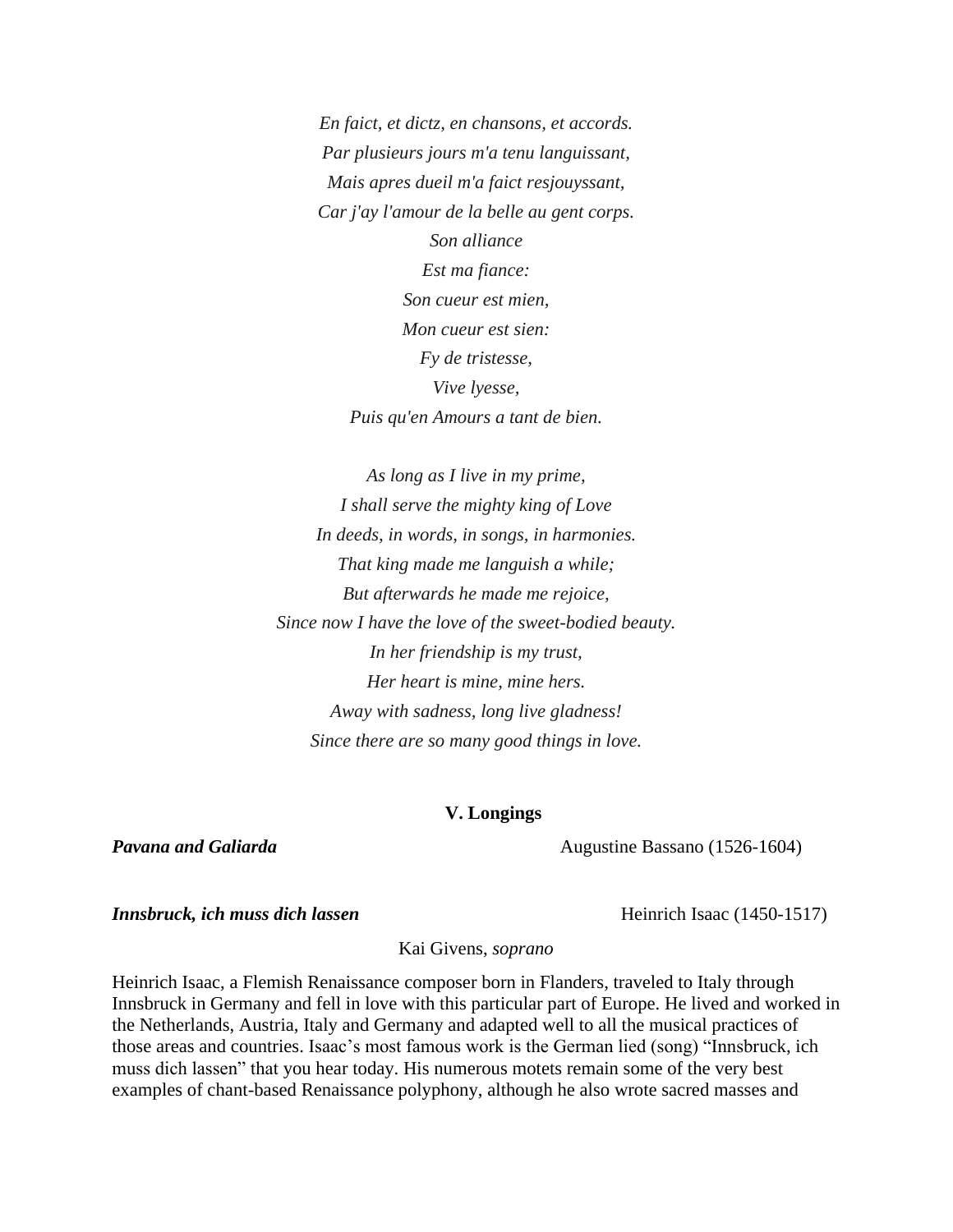*En faict, et dictz, en chansons, et accords.*
*Par plusieurs jours m'a tenu languissant,*
*Mais apres dueil m'a faict resjouyssant,*
*Car j'ay l'amour de la belle au gent corps.*
*Son alliance*
*Est ma fiance:*
*Son cueur est mien,*
*Mon cueur est sien:*
*Fy de tristesse,*
*Vive lyesse,*
*Puis qu'en Amours a tant de bien.*

*As long as I live in my prime,*
*I shall serve the mighty king of Love*
*In deeds, in words, in songs, in harmonies.*
*That king made me languish a while;*
*But afterwards he made me rejoice,*
*Since now I have the love of the sweet-bodied beauty.*
*In her friendship is my trust,*
*Her heart is mine, mine hers.*
*Away with sadness, long live gladness!*
*Since there are so many good things in love.*

## V. Longings

***Pavana and Galiarda*** Augustine Bassano (1526-1604)

***Innsbruck, ich muss dich lassen*** Heinrich Isaac (1450-1517)

Kai Givens, *soprano*

Heinrich Isaac, a Flemish Renaissance composer born in Flanders, traveled to Italy through Innsbruck in Germany and fell in love with this particular part of Europe. He lived and worked in the Netherlands, Austria, Italy and Germany and adapted well to all the musical practices of those areas and countries. Isaac's most famous work is the German lied (song) "Innsbruck, ich muss dich lassen" that you hear today. His numerous motets remain some of the very best examples of chant-based Renaissance polyphony, although he also wrote sacred masses and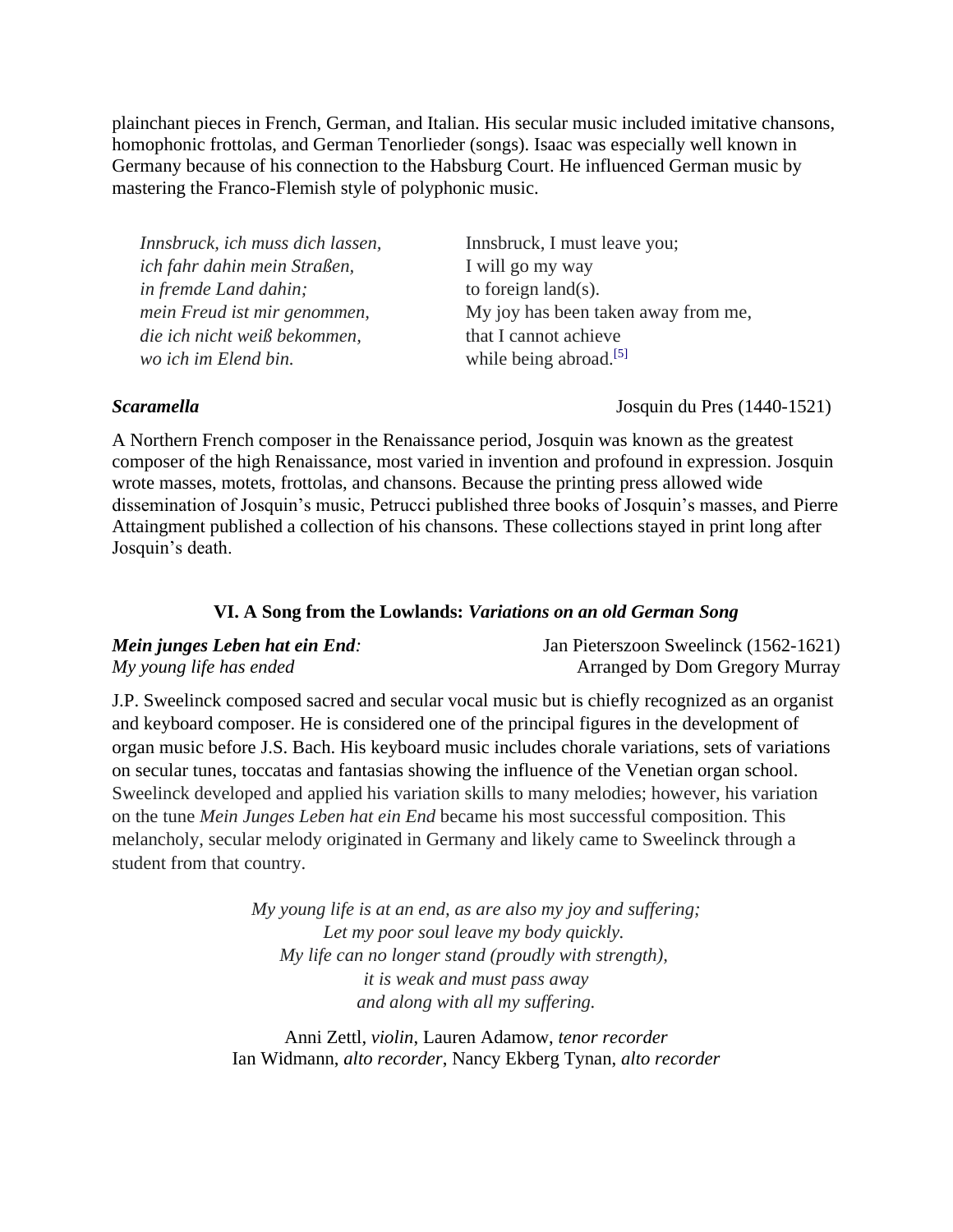plainchant pieces in French, German, and Italian. His secular music included imitative chansons, homophonic frottolas, and German Tenorlieder (songs). Isaac was especially well known in Germany because of his connection to the Habsburg Court. He influenced German music by mastering the Franco-Flemish style of polyphonic music.

| | |
|---|---|
| *Innsbruck, ich muss dich lassen,* | Innsbruck, I must leave you; |
| *ich fahr dahin mein Straßen,* | I will go my way |
| *in fremde Land dahin;* | to foreign land(s). |
| *mein Freud ist mir genommen,* | My joy has been taken away from me, |
| *die ich nicht weiß bekommen,* | that I cannot achieve |
| *wo ich im Elend bin.* | while being abroad.[5] |

***Scaramella*** — Josquin du Pres (1440-1521)

A Northern French composer in the Renaissance period, Josquin was known as the greatest composer of the high Renaissance, most varied in invention and profound in expression. Josquin wrote masses, motets, frottolas, and chansons. Because the printing press allowed wide dissemination of Josquin's music, Petrucci published three books of Josquin's masses, and Pierre Attaingment published a collection of his chansons. These collections stayed in print long after Josquin's death.

## VI. A Song from the Lowlands: *Variations on an old German Song*

***Mein junges Leben hat ein End:*** — Jan Pieterszoon Sweelinck (1562-1621)
*My young life has ended* — Arranged by Dom Gregory Murray

J.P. Sweelinck composed sacred and secular vocal music but is chiefly recognized as an organist and keyboard composer. He is considered one of the principal figures in the development of organ music before J.S. Bach. His keyboard music includes chorale variations, sets of variations on secular tunes, toccatas and fantasias showing the influence of the Venetian organ school. Sweelinck developed and applied his variation skills to many melodies; however, his variation on the tune *Mein Junges Leben hat ein End* became his most successful composition. This melancholy, secular melody originated in Germany and likely came to Sweelinck through a student from that country.

*My young life is at an end, as are also my joy and suffering;*
*Let my poor soul leave my body quickly.*
*My life can no longer stand (proudly with strength),*
*it is weak and must pass away*
*and along with all my suffering.*

Anni Zettl, *violin*, Lauren Adamow, *tenor recorder*
Ian Widmann, *alto recorder*, Nancy Ekberg Tynan, *alto recorder*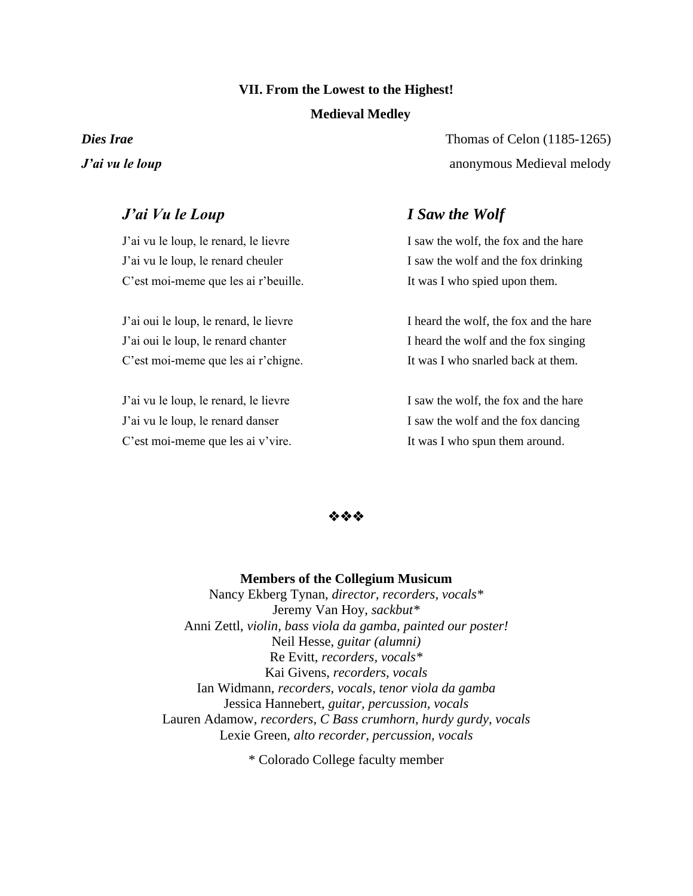**VII. From the Lowest to the Highest!**

**Medieval Medley**

***Dies Irae*** Thomas of Celon (1185-1265)

***J'ai vu le loup*** anonymous Medieval melody

| ***J'ai Vu le Loup*** | ***I Saw the Wolf*** |
|---|---|
| J'ai vu le loup, le renard, le lievre | I saw the wolf, the fox and the hare |
| J'ai vu le loup, le renard cheuler | I saw the wolf and the fox drinking |
| C'est moi-meme que les ai r'beuille. | It was I who spied upon them. |
| | |
| J'ai oui le loup, le renard, le lievre | I heard the wolf, the fox and the hare |
| J'ai oui le loup, le renard chanter | I heard the wolf and the fox singing |
| C'est moi-meme que les ai r'chigne. | It was I who snarled back at them. |
| | |
| J'ai vu le loup, le renard, le lievre | I saw the wolf, the fox and the hare |
| J'ai vu le loup, le renard danser | I saw the wolf and the fox dancing |
| C'est moi-meme que les ai v'vire. | It was I who spun them around. |

❖❖❖

**Members of the Collegium Musicum**

Nancy Ekberg Tynan, *director, recorders, vocals**
Jeremy Van Hoy, *sackbut**
Anni Zettl, *violin, bass viola da gamba, painted our poster!*
Neil Hesse, *guitar (alumni)*
Re Evitt, *recorders, vocals**
Kai Givens, *recorders, vocals*
Ian Widmann, *recorders, vocals, tenor viola da gamba*
Jessica Hannebert, *guitar, percussion, vocals*
Lauren Adamow, *recorders, C Bass crumhorn, hurdy gurdy, vocals*
Lexie Green, *alto recorder, percussion, vocals*

* Colorado College faculty member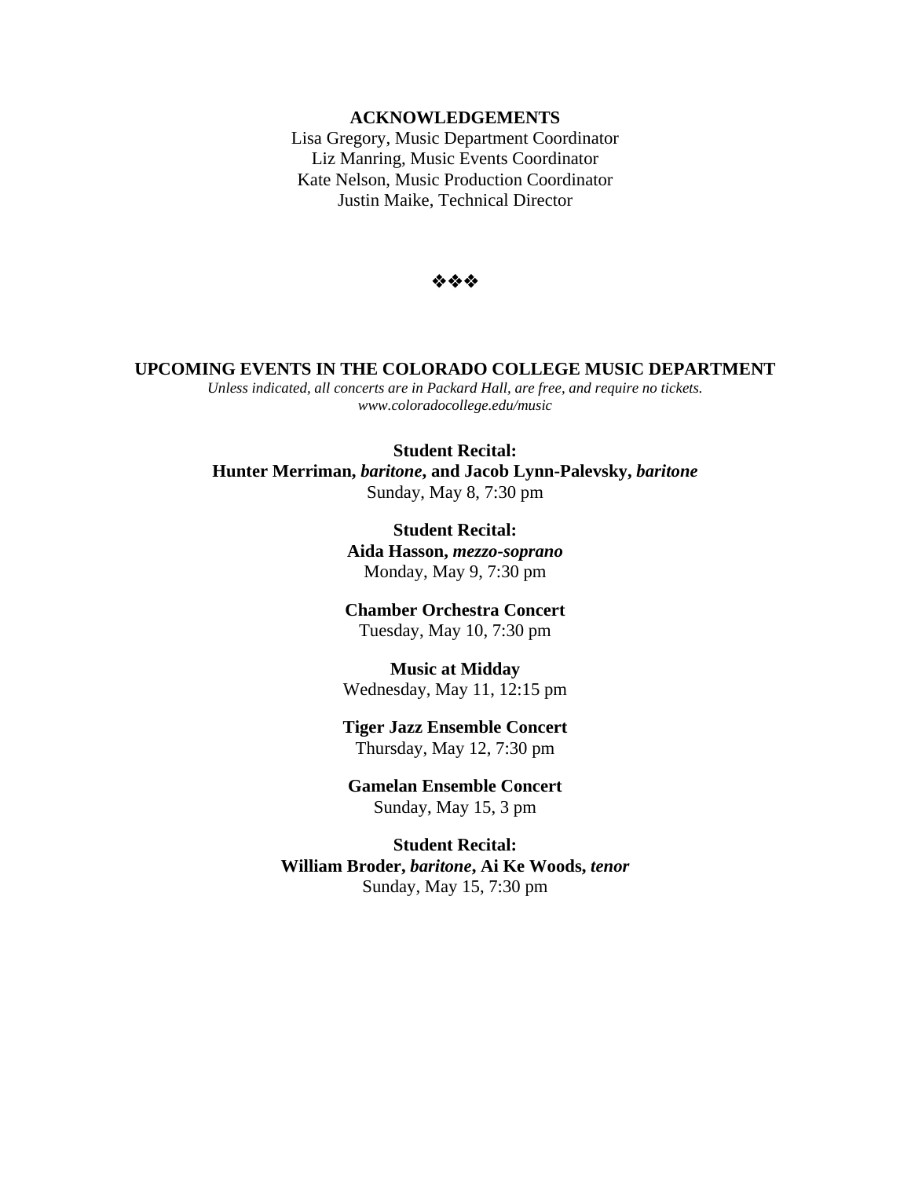## ACKNOWLEDGEMENTS

Lisa Gregory, Music Department Coordinator
Liz Manring, Music Events Coordinator
Kate Nelson, Music Production Coordinator
Justin Maike, Technical Director

❖❖❖

## UPCOMING EVENTS IN THE COLORADO COLLEGE MUSIC DEPARTMENT

*Unless indicated, all concerts are in Packard Hall, are free, and require no tickets.*
*www.coloradocollege.edu/music*

**Student Recital:**
**Hunter Merriman, *baritone*, and Jacob Lynn-Palevsky, *baritone***
Sunday, May 8, 7:30 pm

**Student Recital:**
**Aida Hasson, *mezzo-soprano***
Monday, May 9, 7:30 pm

**Chamber Orchestra Concert**
Tuesday, May 10, 7:30 pm

**Music at Midday**
Wednesday, May 11, 12:15 pm

**Tiger Jazz Ensemble Concert**
Thursday, May 12, 7:30 pm

**Gamelan Ensemble Concert**
Sunday, May 15, 3 pm

**Student Recital:**
**William Broder, *baritone*, Ai Ke Woods, *tenor***
Sunday, May 15, 7:30 pm